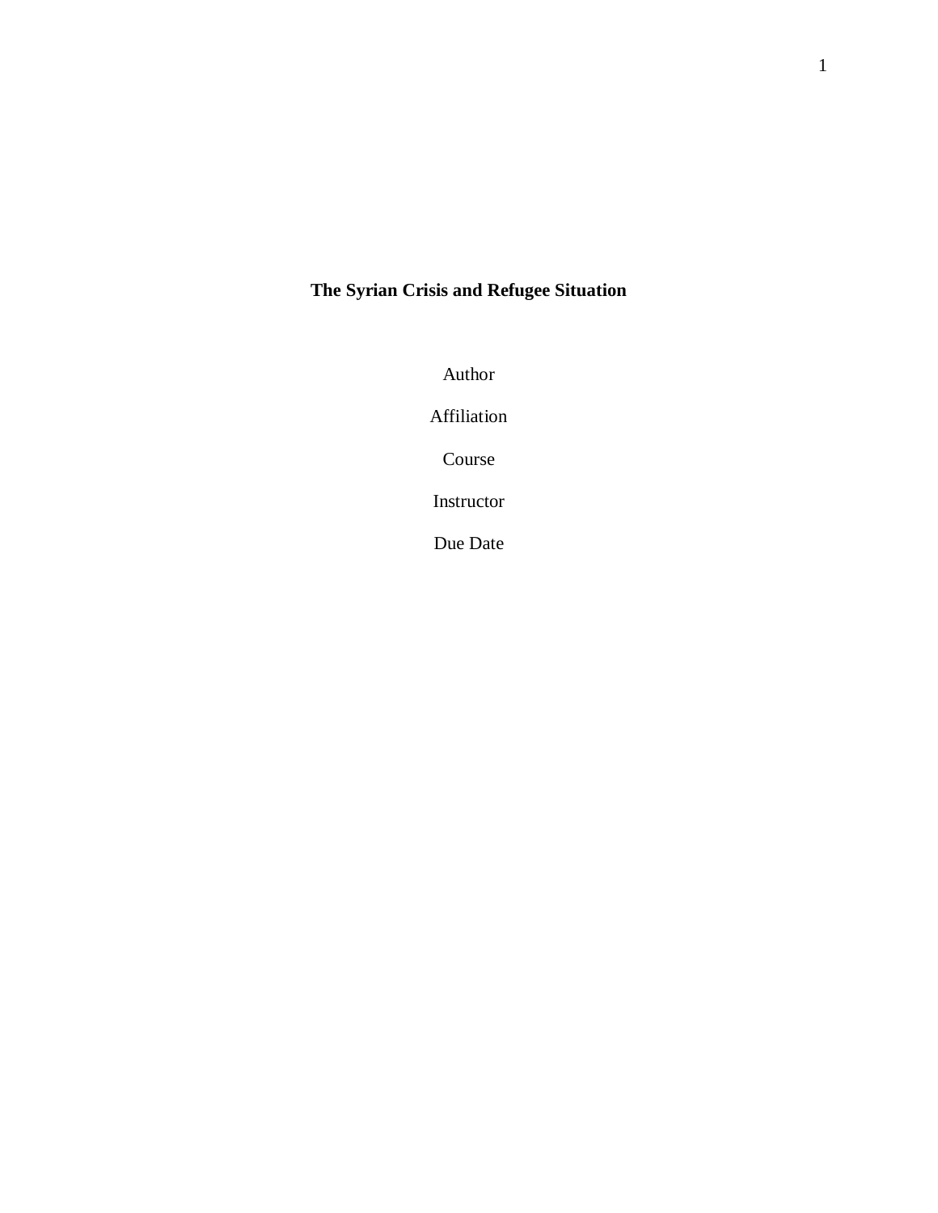**The Syrian Crisis and Refugee Situation**

Author

Affiliation

Course

Instructor

Due Date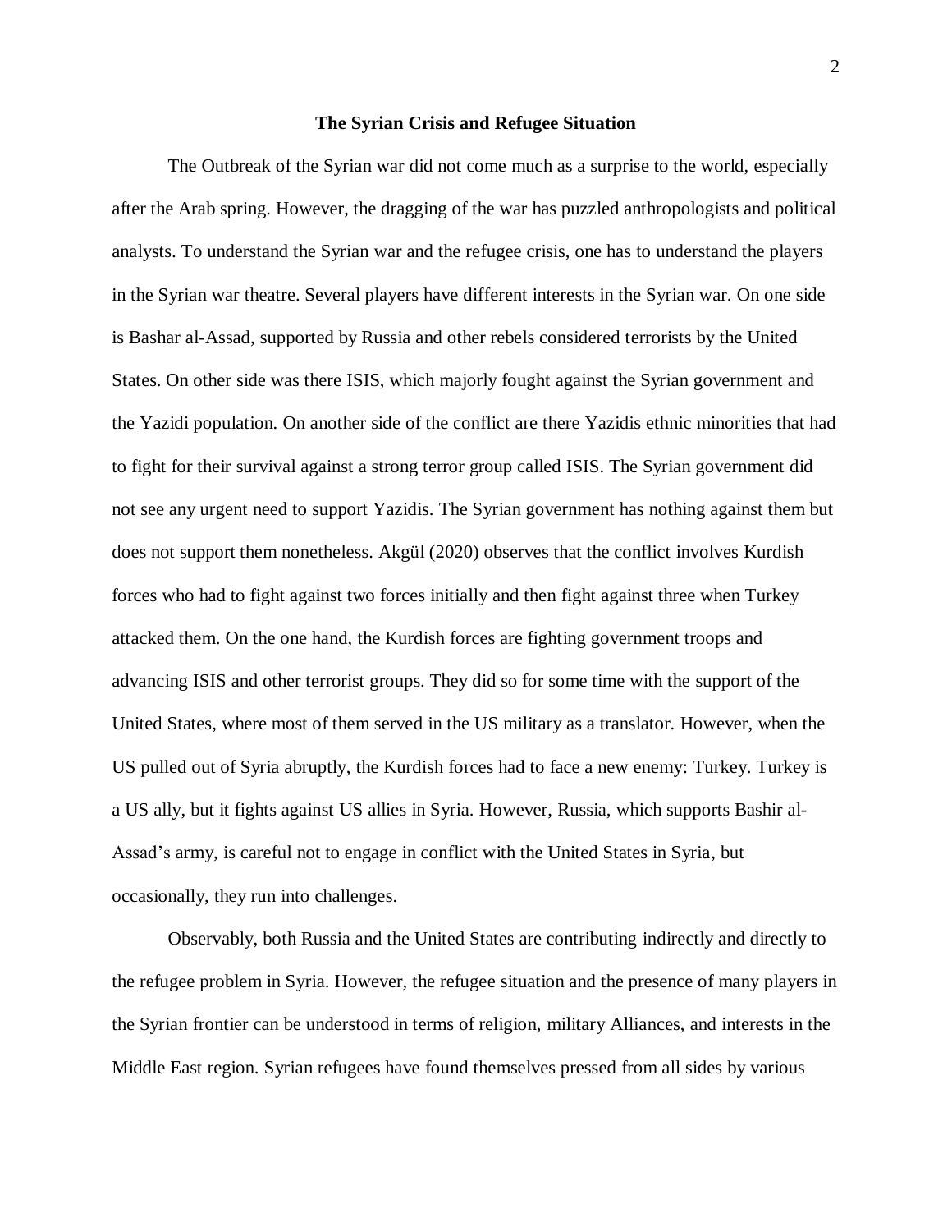**The Syrian Crisis and Refugee Situation**

The Outbreak of the Syrian war did not come much as a surprise to the world, especially after the Arab spring. However, the dragging of the war has puzzled anthropologists and political analysts. To understand the Syrian war and the refugee crisis, one has to understand the players in the Syrian war theatre. Several players have different interests in the Syrian war. On one side is Bashar al-Assad, supported by Russia and other rebels considered terrorists by the United States. On other side was there ISIS, which majorly fought against the Syrian government and the Yazidi population. On another side of the conflict are there Yazidis ethnic minorities that had to fight for their survival against a strong terror group called ISIS. The Syrian government did not see any urgent need to support Yazidis. The Syrian government has nothing against them but does not support them nonetheless. Akgül (2020) observes that the conflict involves Kurdish forces who had to fight against two forces initially and then fight against three when Turkey attacked them. On the one hand, the Kurdish forces are fighting government troops and advancing ISIS and other terrorist groups. They did so for some time with the support of the United States, where most of them served in the US military as a translator. However, when the US pulled out of Syria abruptly, the Kurdish forces had to face a new enemy: Turkey. Turkey is a US ally, but it fights against US allies in Syria. However, Russia, which supports Bashir al-Assad's army, is careful not to engage in conflict with the United States in Syria, but occasionally, they run into challenges.

Observably, both Russia and the United States are contributing indirectly and directly to the refugee problem in Syria. However, the refugee situation and the presence of many players in the Syrian frontier can be understood in terms of religion, military Alliances, and interests in the Middle East region. Syrian refugees have found themselves pressed from all sides by various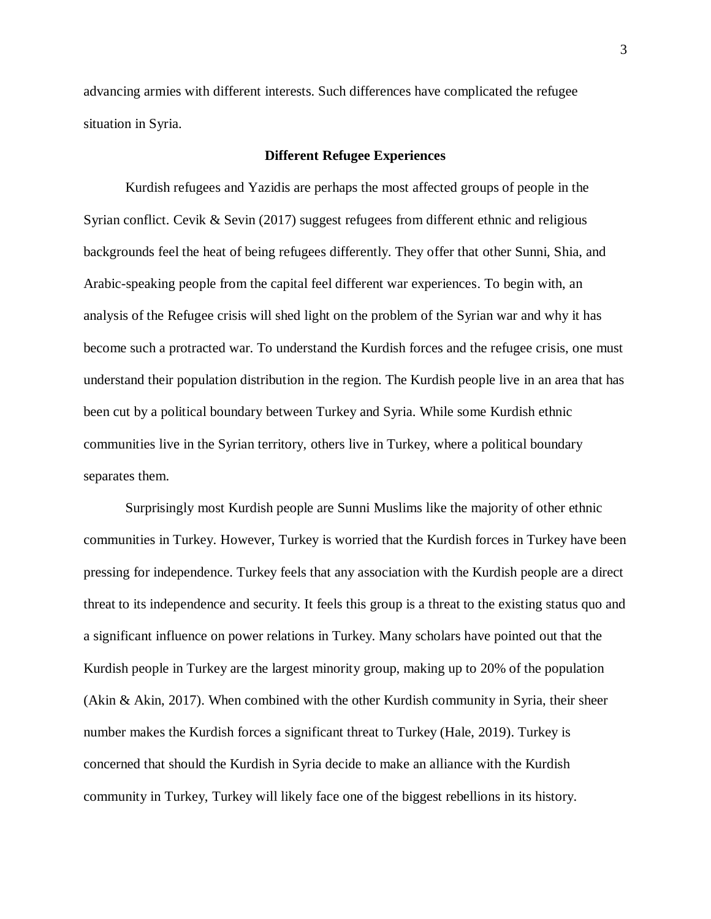advancing armies with different interests. Such differences have complicated the refugee situation in Syria.

## Different Refugee Experiences

Kurdish refugees and Yazidis are perhaps the most affected groups of people in the Syrian conflict. Cevik & Sevin (2017) suggest refugees from different ethnic and religious backgrounds feel the heat of being refugees differently. They offer that other Sunni, Shia, and Arabic-speaking people from the capital feel different war experiences. To begin with, an analysis of the Refugee crisis will shed light on the problem of the Syrian war and why it has become such a protracted war. To understand the Kurdish forces and the refugee crisis, one must understand their population distribution in the region. The Kurdish people live in an area that has been cut by a political boundary between Turkey and Syria. While some Kurdish ethnic communities live in the Syrian territory, others live in Turkey, where a political boundary separates them.

Surprisingly most Kurdish people are Sunni Muslims like the majority of other ethnic communities in Turkey. However, Turkey is worried that the Kurdish forces in Turkey have been pressing for independence. Turkey feels that any association with the Kurdish people are a direct threat to its independence and security. It feels this group is a threat to the existing status quo and a significant influence on power relations in Turkey. Many scholars have pointed out that the Kurdish people in Turkey are the largest minority group, making up to 20% of the population (Akin & Akin, 2017). When combined with the other Kurdish community in Syria, their sheer number makes the Kurdish forces a significant threat to Turkey (Hale, 2019). Turkey is concerned that should the Kurdish in Syria decide to make an alliance with the Kurdish community in Turkey, Turkey will likely face one of the biggest rebellions in its history.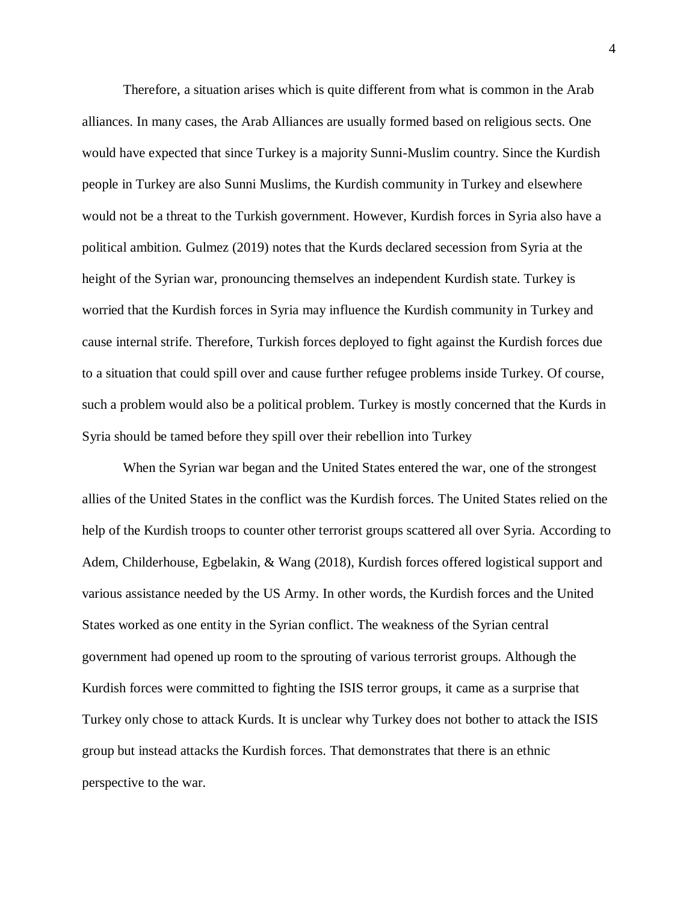Therefore, a situation arises which is quite different from what is common in the Arab alliances. In many cases, the Arab Alliances are usually formed based on religious sects. One would have expected that since Turkey is a majority Sunni-Muslim country. Since the Kurdish people in Turkey are also Sunni Muslims, the Kurdish community in Turkey and elsewhere would not be a threat to the Turkish government. However, Kurdish forces in Syria also have a political ambition. Gulmez (2019) notes that the Kurds declared secession from Syria at the height of the Syrian war, pronouncing themselves an independent Kurdish state. Turkey is worried that the Kurdish forces in Syria may influence the Kurdish community in Turkey and cause internal strife. Therefore, Turkish forces deployed to fight against the Kurdish forces due to a situation that could spill over and cause further refugee problems inside Turkey. Of course, such a problem would also be a political problem. Turkey is mostly concerned that the Kurds in Syria should be tamed before they spill over their rebellion into Turkey

When the Syrian war began and the United States entered the war, one of the strongest allies of the United States in the conflict was the Kurdish forces. The United States relied on the help of the Kurdish troops to counter other terrorist groups scattered all over Syria. According to Adem, Childerhouse, Egbelakin, & Wang (2018), Kurdish forces offered logistical support and various assistance needed by the US Army. In other words, the Kurdish forces and the United States worked as one entity in the Syrian conflict. The weakness of the Syrian central government had opened up room to the sprouting of various terrorist groups. Although the Kurdish forces were committed to fighting the ISIS terror groups, it came as a surprise that Turkey only chose to attack Kurds. It is unclear why Turkey does not bother to attack the ISIS group but instead attacks the Kurdish forces. That demonstrates that there is an ethnic perspective to the war.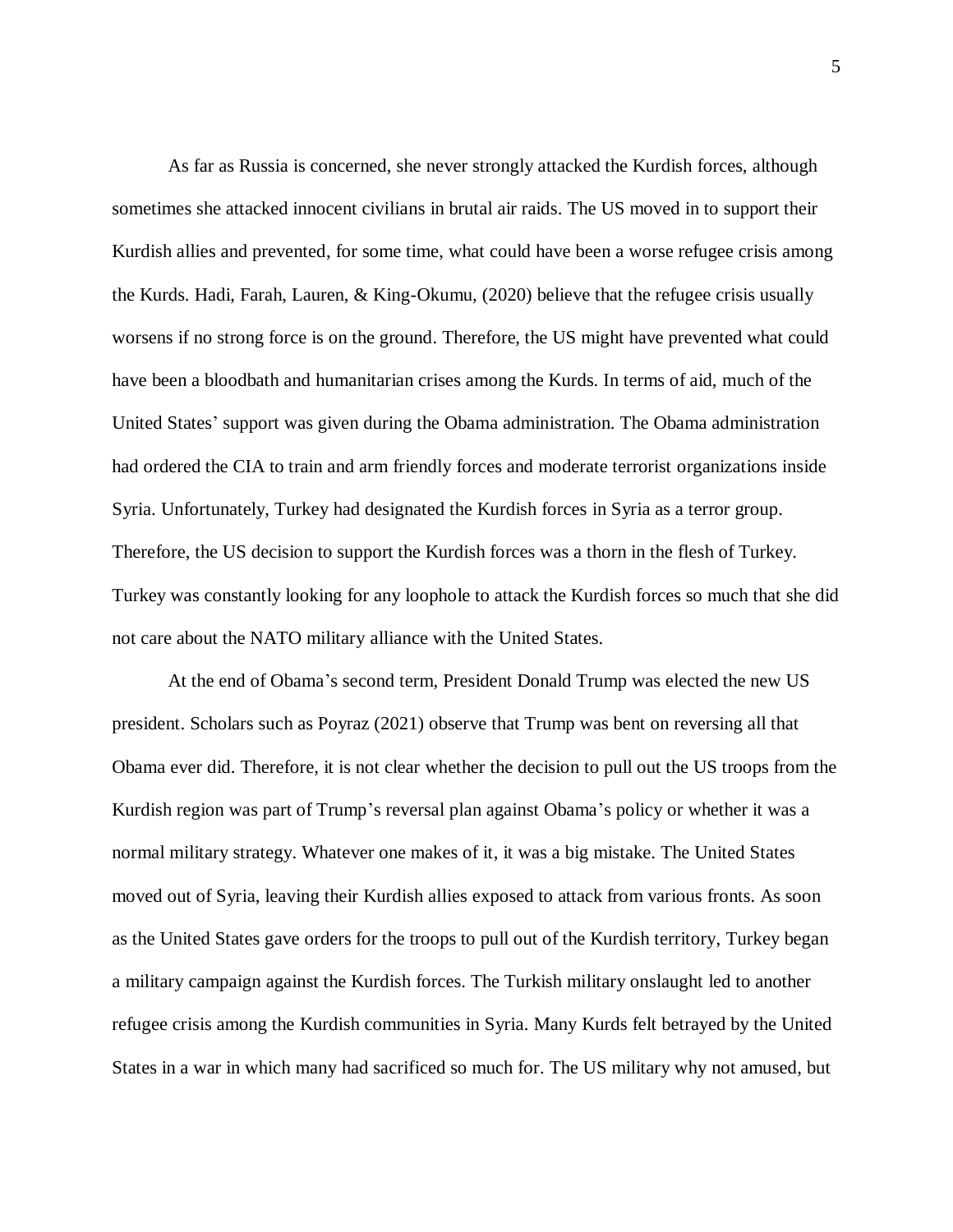As far as Russia is concerned, she never strongly attacked the Kurdish forces, although sometimes she attacked innocent civilians in brutal air raids. The US moved in to support their Kurdish allies and prevented, for some time, what could have been a worse refugee crisis among the Kurds. Hadi, Farah, Lauren, & King-Okumu, (2020) believe that the refugee crisis usually worsens if no strong force is on the ground. Therefore, the US might have prevented what could have been a bloodbath and humanitarian crises among the Kurds. In terms of aid, much of the United States' support was given during the Obama administration. The Obama administration had ordered the CIA to train and arm friendly forces and moderate terrorist organizations inside Syria. Unfortunately, Turkey had designated the Kurdish forces in Syria as a terror group. Therefore, the US decision to support the Kurdish forces was a thorn in the flesh of Turkey. Turkey was constantly looking for any loophole to attack the Kurdish forces so much that she did not care about the NATO military alliance with the United States.

At the end of Obama's second term, President Donald Trump was elected the new US president. Scholars such as Poyraz (2021) observe that Trump was bent on reversing all that Obama ever did. Therefore, it is not clear whether the decision to pull out the US troops from the Kurdish region was part of Trump's reversal plan against Obama's policy or whether it was a normal military strategy. Whatever one makes of it, it was a big mistake. The United States moved out of Syria, leaving their Kurdish allies exposed to attack from various fronts. As soon as the United States gave orders for the troops to pull out of the Kurdish territory, Turkey began a military campaign against the Kurdish forces. The Turkish military onslaught led to another refugee crisis among the Kurdish communities in Syria. Many Kurds felt betrayed by the United States in a war in which many had sacrificed so much for. The US military why not amused, but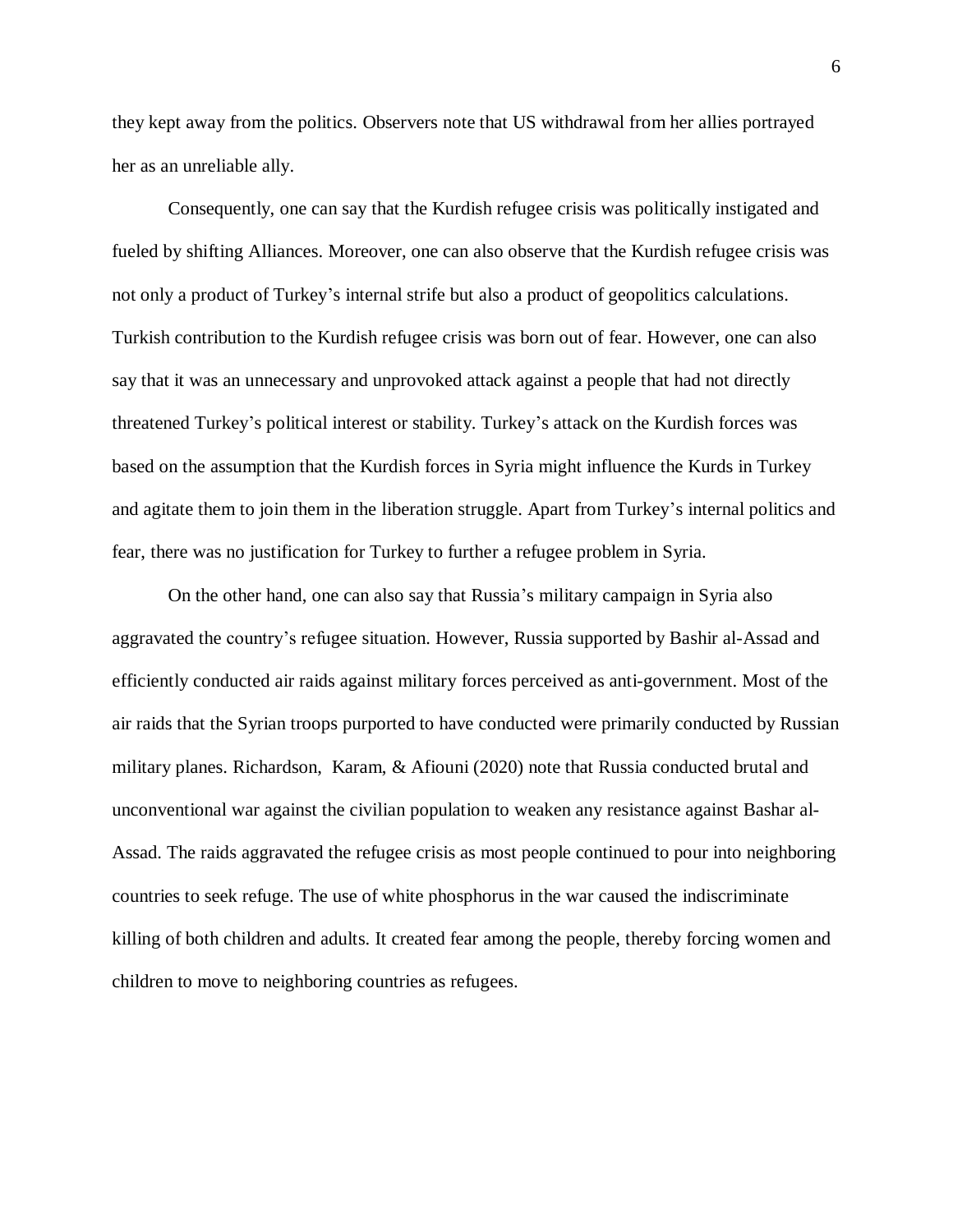they kept away from the politics. Observers note that US withdrawal from her allies portrayed her as an unreliable ally.

Consequently, one can say that the Kurdish refugee crisis was politically instigated and fueled by shifting Alliances. Moreover, one can also observe that the Kurdish refugee crisis was not only a product of Turkey's internal strife but also a product of geopolitics calculations. Turkish contribution to the Kurdish refugee crisis was born out of fear. However, one can also say that it was an unnecessary and unprovoked attack against a people that had not directly threatened Turkey's political interest or stability. Turkey's attack on the Kurdish forces was based on the assumption that the Kurdish forces in Syria might influence the Kurds in Turkey and agitate them to join them in the liberation struggle. Apart from Turkey's internal politics and fear, there was no justification for Turkey to further a refugee problem in Syria.

On the other hand, one can also say that Russia's military campaign in Syria also aggravated the country's refugee situation. However, Russia supported by Bashir al-Assad and efficiently conducted air raids against military forces perceived as anti-government. Most of the air raids that the Syrian troops purported to have conducted were primarily conducted by Russian military planes. Richardson, Karam, & Afiouni (2020) note that Russia conducted brutal and unconventional war against the civilian population to weaken any resistance against Bashar al-Assad. The raids aggravated the refugee crisis as most people continued to pour into neighboring countries to seek refuge. The use of white phosphorus in the war caused the indiscriminate killing of both children and adults. It created fear among the people, thereby forcing women and children to move to neighboring countries as refugees.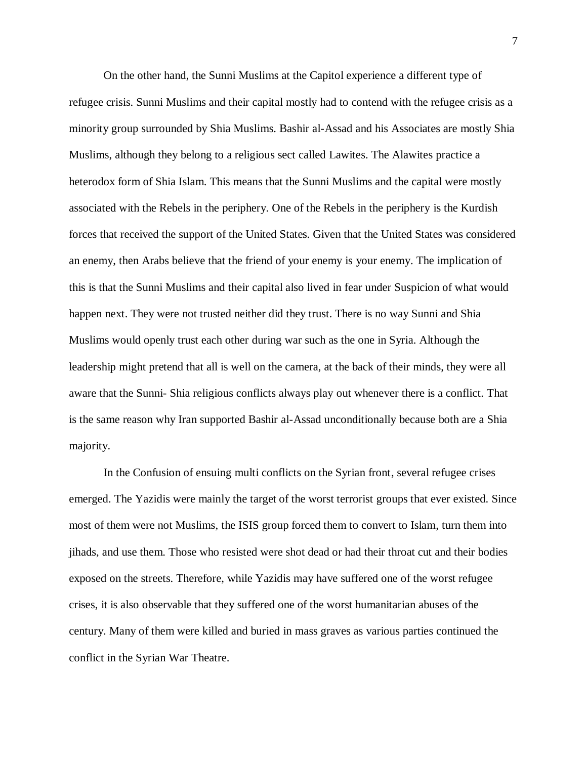On the other hand, the Sunni Muslims at the Capitol experience a different type of refugee crisis. Sunni Muslims and their capital mostly had to contend with the refugee crisis as a minority group surrounded by Shia Muslims. Bashir al-Assad and his Associates are mostly Shia Muslims, although they belong to a religious sect called Lawites. The Alawites practice a heterodox form of Shia Islam. This means that the Sunni Muslims and the capital were mostly associated with the Rebels in the periphery. One of the Rebels in the periphery is the Kurdish forces that received the support of the United States. Given that the United States was considered an enemy, then Arabs believe that the friend of your enemy is your enemy. The implication of this is that the Sunni Muslims and their capital also lived in fear under Suspicion of what would happen next. They were not trusted neither did they trust. There is no way Sunni and Shia Muslims would openly trust each other during war such as the one in Syria. Although the leadership might pretend that all is well on the camera, at the back of their minds, they were all aware that the Sunni- Shia religious conflicts always play out whenever there is a conflict. That is the same reason why Iran supported Bashir al-Assad unconditionally because both are a Shia majority.

In the Confusion of ensuing multi conflicts on the Syrian front, several refugee crises emerged. The Yazidis were mainly the target of the worst terrorist groups that ever existed. Since most of them were not Muslims, the ISIS group forced them to convert to Islam, turn them into jihads, and use them. Those who resisted were shot dead or had their throat cut and their bodies exposed on the streets. Therefore, while Yazidis may have suffered one of the worst refugee crises, it is also observable that they suffered one of the worst humanitarian abuses of the century. Many of them were killed and buried in mass graves as various parties continued the conflict in the Syrian War Theatre.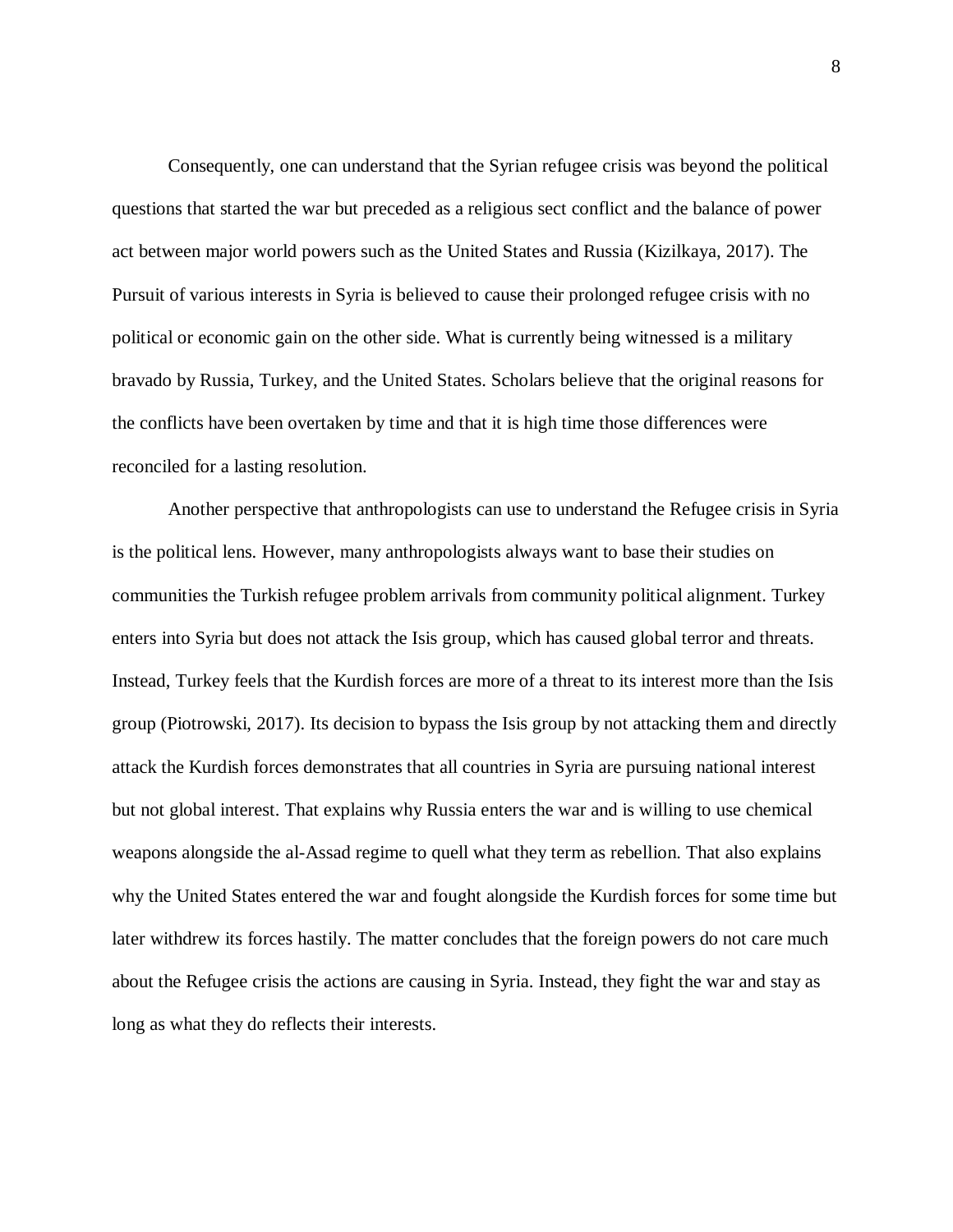Consequently, one can understand that the Syrian refugee crisis was beyond the political questions that started the war but preceded as a religious sect conflict and the balance of power act between major world powers such as the United States and Russia (Kizilkaya, 2017). The Pursuit of various interests in Syria is believed to cause their prolonged refugee crisis with no political or economic gain on the other side. What is currently being witnessed is a military bravado by Russia, Turkey, and the United States. Scholars believe that the original reasons for the conflicts have been overtaken by time and that it is high time those differences were reconciled for a lasting resolution.

Another perspective that anthropologists can use to understand the Refugee crisis in Syria is the political lens. However, many anthropologists always want to base their studies on communities the Turkish refugee problem arrivals from community political alignment. Turkey enters into Syria but does not attack the Isis group, which has caused global terror and threats. Instead, Turkey feels that the Kurdish forces are more of a threat to its interest more than the Isis group (Piotrowski, 2017). Its decision to bypass the Isis group by not attacking them and directly attack the Kurdish forces demonstrates that all countries in Syria are pursuing national interest but not global interest. That explains why Russia enters the war and is willing to use chemical weapons alongside the al-Assad regime to quell what they term as rebellion. That also explains why the United States entered the war and fought alongside the Kurdish forces for some time but later withdrew its forces hastily. The matter concludes that the foreign powers do not care much about the Refugee crisis the actions are causing in Syria. Instead, they fight the war and stay as long as what they do reflects their interests.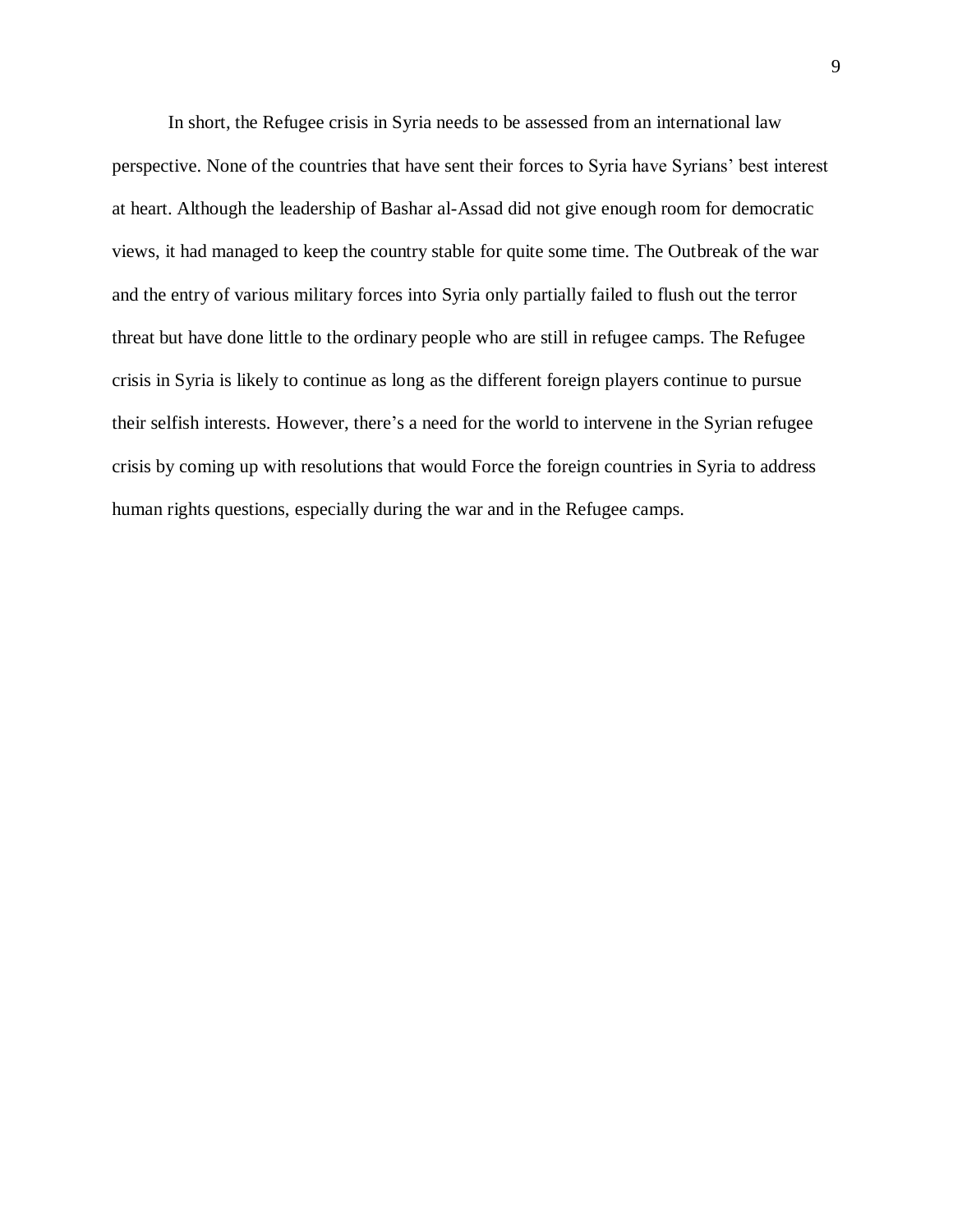In short, the Refugee crisis in Syria needs to be assessed from an international law perspective. None of the countries that have sent their forces to Syria have Syrians' best interest at heart. Although the leadership of Bashar al-Assad did not give enough room for democratic views, it had managed to keep the country stable for quite some time. The Outbreak of the war and the entry of various military forces into Syria only partially failed to flush out the terror threat but have done little to the ordinary people who are still in refugee camps. The Refugee crisis in Syria is likely to continue as long as the different foreign players continue to pursue their selfish interests. However, there's a need for the world to intervene in the Syrian refugee crisis by coming up with resolutions that would Force the foreign countries in Syria to address human rights questions, especially during the war and in the Refugee camps.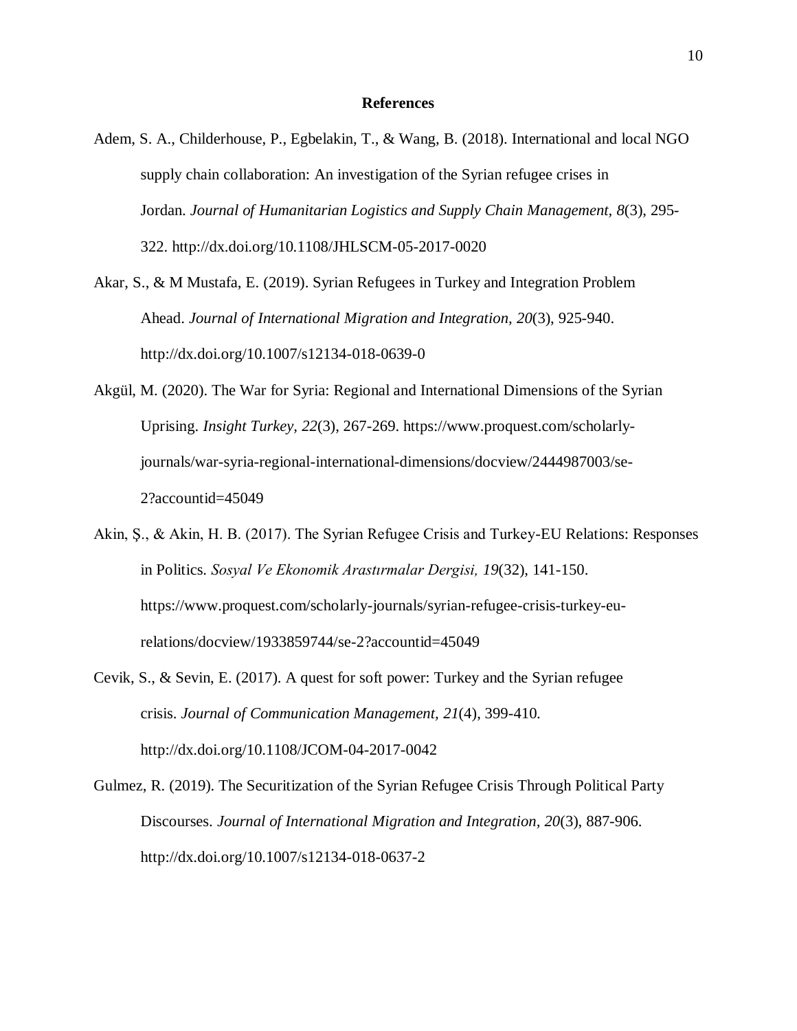# References

Adem, S. A., Childerhouse, P., Egbelakin, T., & Wang, B. (2018). International and local NGO supply chain collaboration: An investigation of the Syrian refugee crises in Jordan. *Journal of Humanitarian Logistics and Supply Chain Management, 8*(3), 295-322. http://dx.doi.org/10.1108/JHLSCM-05-2017-0020

Akar, S., & M Mustafa, E. (2019). Syrian Refugees in Turkey and Integration Problem Ahead. *Journal of International Migration and Integration, 20*(3), 925-940. http://dx.doi.org/10.1007/s12134-018-0639-0

Akgül, M. (2020). The War for Syria: Regional and International Dimensions of the Syrian Uprising. *Insight Turkey, 22*(3), 267-269. https://www.proquest.com/scholarly-journals/war-syria-regional-international-dimensions/docview/2444987003/se-2?accountid=45049

Akin, Ş., & Akin, H. B. (2017). The Syrian Refugee Crisis and Turkey-EU Relations: Responses in Politics. *Sosyal Ve Ekonomik Arastırmalar Dergisi, 19*(32), 141-150. https://www.proquest.com/scholarly-journals/syrian-refugee-crisis-turkey-eu-relations/docview/1933859744/se-2?accountid=45049

Cevik, S., & Sevin, E. (2017). A quest for soft power: Turkey and the Syrian refugee crisis. *Journal of Communication Management, 21*(4), 399-410. http://dx.doi.org/10.1108/JCOM-04-2017-0042

Gulmez, R. (2019). The Securitization of the Syrian Refugee Crisis Through Political Party Discourses. *Journal of International Migration and Integration, 20*(3), 887-906. http://dx.doi.org/10.1007/s12134-018-0637-2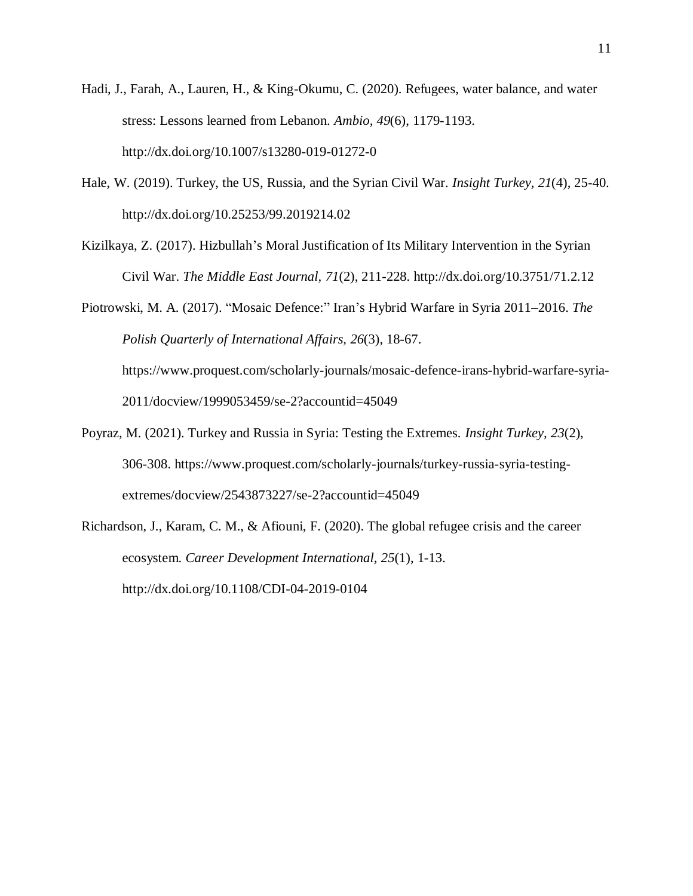Hadi, J., Farah, A., Lauren, H., & King-Okumu, C. (2020). Refugees, water balance, and water stress: Lessons learned from Lebanon. *Ambio, 49*(6), 1179-1193. http://dx.doi.org/10.1007/s13280-019-01272-0

Hale, W. (2019). Turkey, the US, Russia, and the Syrian Civil War. *Insight Turkey, 21*(4), 25-40. http://dx.doi.org/10.25253/99.2019214.02

Kizilkaya, Z. (2017). Hizbullah's Moral Justification of Its Military Intervention in the Syrian Civil War. *The Middle East Journal, 71*(2), 211-228. http://dx.doi.org/10.3751/71.2.12

Piotrowski, M. A. (2017). "Mosaic Defence:" Iran's Hybrid Warfare in Syria 2011–2016. *The Polish Quarterly of International Affairs, 26*(3), 18-67. https://www.proquest.com/scholarly-journals/mosaic-defence-irans-hybrid-warfare-syria-2011/docview/1999053459/se-2?accountid=45049

Poyraz, M. (2021). Turkey and Russia in Syria: Testing the Extremes. *Insight Turkey, 23*(2), 306-308. https://www.proquest.com/scholarly-journals/turkey-russia-syria-testing-extremes/docview/2543873227/se-2?accountid=45049

Richardson, J., Karam, C. M., & Afiouni, F. (2020). The global refugee crisis and the career ecosystem. *Career Development International, 25*(1), 1-13. http://dx.doi.org/10.1108/CDI-04-2019-0104